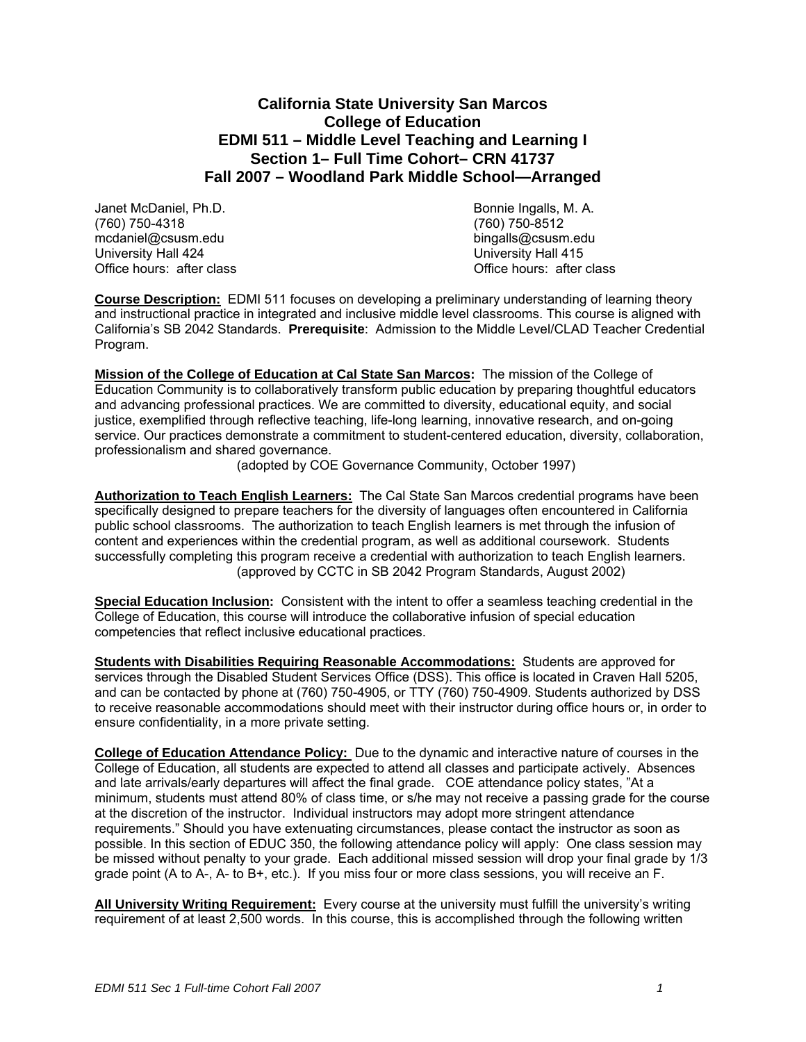# California State University San Marcos
## College of Education
## EDMI 511 – Middle Level Teaching and Learning I
## Section 1– Full Time Cohort– CRN 41737
## Fall 2007 – Woodland Park Middle School—Arranged

Janet McDaniel, Ph.D.
(760) 750-4318
mcdaniel@csusm.edu
University Hall 424
Office hours: after class

Bonnie Ingalls, M. A.
(760) 750-8512
bingalls@csusm.edu
University Hall 415
Office hours: after class

**Course Description:** EDMI 511 focuses on developing a preliminary understanding of learning theory and instructional practice in integrated and inclusive middle level classrooms. This course is aligned with California's SB 2042 Standards. **Prerequisite**: Admission to the Middle Level/CLAD Teacher Credential Program.

**Mission of the College of Education at Cal State San Marcos:** The mission of the College of Education Community is to collaboratively transform public education by preparing thoughtful educators and advancing professional practices. We are committed to diversity, educational equity, and social justice, exemplified through reflective teaching, life-long learning, innovative research, and on-going service. Our practices demonstrate a commitment to student-centered education, diversity, collaboration, professionalism and shared governance.

(adopted by COE Governance Community, October 1997)

**Authorization to Teach English Learners:** The Cal State San Marcos credential programs have been specifically designed to prepare teachers for the diversity of languages often encountered in California public school classrooms. The authorization to teach English learners is met through the infusion of content and experiences within the credential program, as well as additional coursework. Students successfully completing this program receive a credential with authorization to teach English learners.

(approved by CCTC in SB 2042 Program Standards, August 2002)

**Special Education Inclusion:** Consistent with the intent to offer a seamless teaching credential in the College of Education, this course will introduce the collaborative infusion of special education competencies that reflect inclusive educational practices.

**Students with Disabilities Requiring Reasonable Accommodations:** Students are approved for services through the Disabled Student Services Office (DSS). This office is located in Craven Hall 5205, and can be contacted by phone at (760) 750-4905, or TTY (760) 750-4909. Students authorized by DSS to receive reasonable accommodations should meet with their instructor during office hours or, in order to ensure confidentiality, in a more private setting.

**College of Education Attendance Policy:** Due to the dynamic and interactive nature of courses in the College of Education, all students are expected to attend all classes and participate actively. Absences and late arrivals/early departures will affect the final grade. COE attendance policy states, "At a minimum, students must attend 80% of class time, or s/he may not receive a passing grade for the course at the discretion of the instructor. Individual instructors may adopt more stringent attendance requirements." Should you have extenuating circumstances, please contact the instructor as soon as possible. In this section of EDUC 350, the following attendance policy will apply: One class session may be missed without penalty to your grade. Each additional missed session will drop your final grade by 1/3 grade point (A to A-, A- to B+, etc.). If you miss four or more class sessions, you will receive an F.

**All University Writing Requirement:** Every course at the university must fulfill the university's writing requirement of at least 2,500 words. In this course, this is accomplished through the following written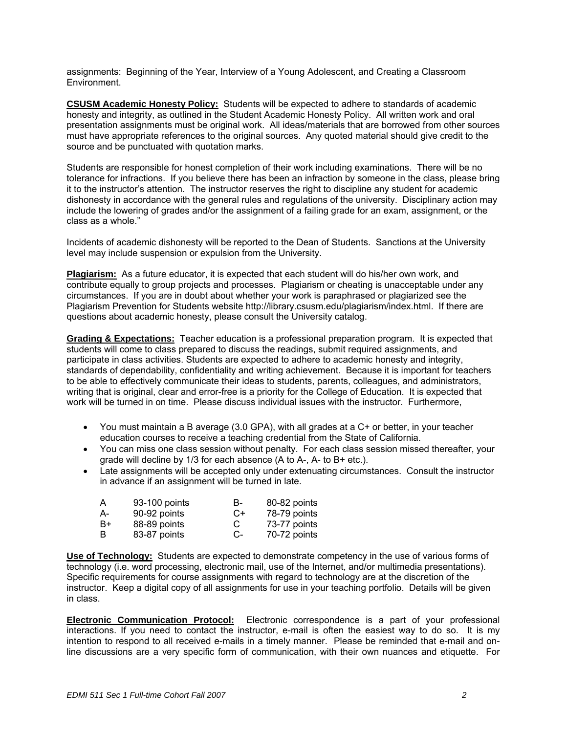assignments: Beginning of the Year, Interview of a Young Adolescent, and Creating a Classroom Environment.

**CSUSM Academic Honesty Policy:** Students will be expected to adhere to standards of academic honesty and integrity, as outlined in the Student Academic Honesty Policy. All written work and oral presentation assignments must be original work. All ideas/materials that are borrowed from other sources must have appropriate references to the original sources. Any quoted material should give credit to the source and be punctuated with quotation marks.

Students are responsible for honest completion of their work including examinations. There will be no tolerance for infractions. If you believe there has been an infraction by someone in the class, please bring it to the instructor's attention. The instructor reserves the right to discipline any student for academic dishonesty in accordance with the general rules and regulations of the university. Disciplinary action may include the lowering of grades and/or the assignment of a failing grade for an exam, assignment, or the class as a whole."

Incidents of academic dishonesty will be reported to the Dean of Students. Sanctions at the University level may include suspension or expulsion from the University.

**Plagiarism:** As a future educator, it is expected that each student will do his/her own work, and contribute equally to group projects and processes. Plagiarism or cheating is unacceptable under any circumstances. If you are in doubt about whether your work is paraphrased or plagiarized see the Plagiarism Prevention for Students website http://library.csusm.edu/plagiarism/index.html. If there are questions about academic honesty, please consult the University catalog.

**Grading & Expectations:** Teacher education is a professional preparation program. It is expected that students will come to class prepared to discuss the readings, submit required assignments, and participate in class activities. Students are expected to adhere to academic honesty and integrity, standards of dependability, confidentiality and writing achievement. Because it is important for teachers to be able to effectively communicate their ideas to students, parents, colleagues, and administrators, writing that is original, clear and error-free is a priority for the College of Education. It is expected that work will be turned in on time. Please discuss individual issues with the instructor. Furthermore,

- You must maintain a B average (3.0 GPA), with all grades at a C+ or better, in your teacher education courses to receive a teaching credential from the State of California.
- You can miss one class session without penalty. For each class session missed thereafter, your grade will decline by 1/3 for each absence (A to A-, A- to B+ etc.).
- Late assignments will be accepted only under extenuating circumstances. Consult the instructor in advance if an assignment will be turned in late.

| | | | |
|---|---|---|---|
| A | 93-100 points | B- | 80-82 points |
| A- | 90-92 points | C+ | 78-79 points |
| B+ | 88-89 points | C | 73-77 points |
| B | 83-87 points | C- | 70-72 points |

**Use of Technology:** Students are expected to demonstrate competency in the use of various forms of technology (i.e. word processing, electronic mail, use of the Internet, and/or multimedia presentations). Specific requirements for course assignments with regard to technology are at the discretion of the instructor. Keep a digital copy of all assignments for use in your teaching portfolio. Details will be given in class.

**Electronic Communication Protocol:** Electronic correspondence is a part of your professional interactions. If you need to contact the instructor, e-mail is often the easiest way to do so. It is my intention to respond to all received e-mails in a timely manner. Please be reminded that e-mail and on-line discussions are a very specific form of communication, with their own nuances and etiquette. For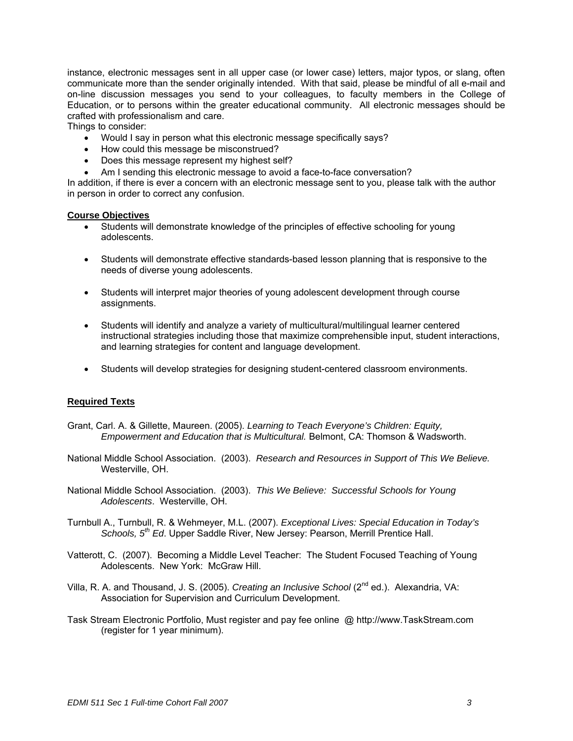instance, electronic messages sent in all upper case (or lower case) letters, major typos, or slang, often communicate more than the sender originally intended. With that said, please be mindful of all e-mail and on-line discussion messages you send to your colleagues, to faculty members in the College of Education, or to persons within the greater educational community. All electronic messages should be crafted with professionalism and care.

Things to consider:

- Would I say in person what this electronic message specifically says?
- How could this message be misconstrued?
- Does this message represent my highest self?
- Am I sending this electronic message to avoid a face-to-face conversation?

In addition, if there is ever a concern with an electronic message sent to you, please talk with the author in person in order to correct any confusion.

## Course Objectives

- Students will demonstrate knowledge of the principles of effective schooling for young adolescents.
- Students will demonstrate effective standards-based lesson planning that is responsive to the needs of diverse young adolescents.
- Students will interpret major theories of young adolescent development through course assignments.
- Students will identify and analyze a variety of multicultural/multilingual learner centered instructional strategies including those that maximize comprehensible input, student interactions, and learning strategies for content and language development.
- Students will develop strategies for designing student-centered classroom environments.

## Required Texts

Grant, Carl. A. & Gillette, Maureen. (2005). *Learning to Teach Everyone's Children: Equity, Empowerment and Education that is Multicultural.* Belmont, CA: Thomson & Wadsworth.

National Middle School Association. (2003). *Research and Resources in Support of This We Believe.* Westerville, OH.

National Middle School Association. (2003). *This We Believe: Successful Schools for Young Adolescents*. Westerville, OH.

Turnbull A., Turnbull, R. & Wehmeyer, M.L. (2007). *Exceptional Lives: Special Education in Today's Schools, 5th Ed*. Upper Saddle River, New Jersey: Pearson, Merrill Prentice Hall.

Vatterott, C. (2007). Becoming a Middle Level Teacher: The Student Focused Teaching of Young Adolescents. New York: McGraw Hill.

Villa, R. A. and Thousand, J. S. (2005). *Creating an Inclusive School* (2nd ed.). Alexandria, VA: Association for Supervision and Curriculum Development.

Task Stream Electronic Portfolio, Must register and pay fee online @ http://www.TaskStream.com (register for 1 year minimum).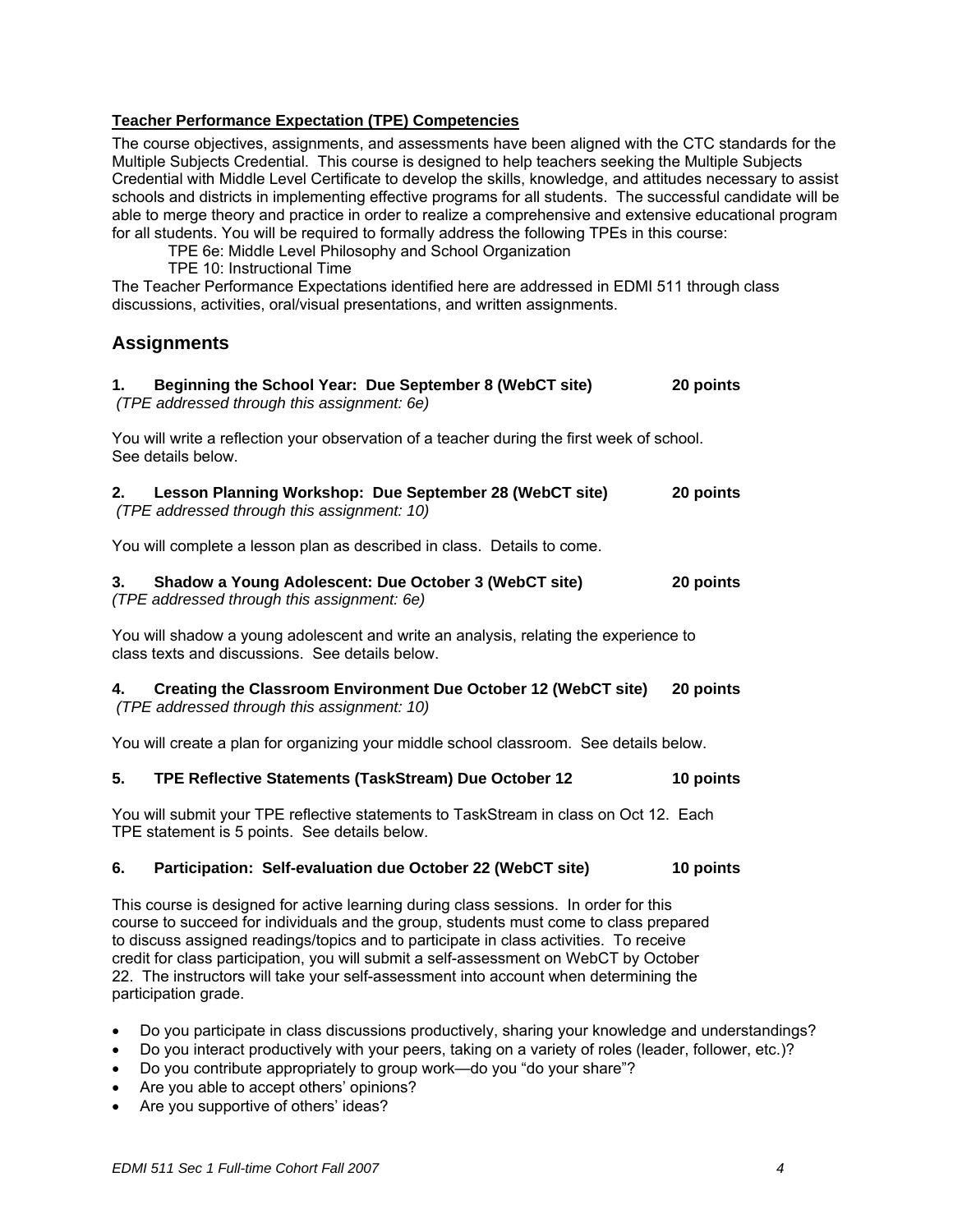**Teacher Performance Expectation (TPE) Competencies**

The course objectives, assignments, and assessments have been aligned with the CTC standards for the Multiple Subjects Credential. This course is designed to help teachers seeking the Multiple Subjects Credential with Middle Level Certificate to develop the skills, knowledge, and attitudes necessary to assist schools and districts in implementing effective programs for all students. The successful candidate will be able to merge theory and practice in order to realize a comprehensive and extensive educational program for all students. You will be required to formally address the following TPEs in this course:

TPE 6e: Middle Level Philosophy and School Organization
TPE 10: Instructional Time

The Teacher Performance Expectations identified here are addressed in EDMI 511 through class discussions, activities, oral/visual presentations, and written assignments.

## Assignments

**1. Beginning the School Year: Due September 8 (WebCT site) 20 points**
*(TPE addressed through this assignment: 6e)*

You will write a reflection your observation of a teacher during the first week of school. See details below.

**2. Lesson Planning Workshop: Due September 28 (WebCT site) 20 points**
*(TPE addressed through this assignment: 10)*

You will complete a lesson plan as described in class. Details to come.

**3. Shadow a Young Adolescent: Due October 3 (WebCT site) 20 points**
*(TPE addressed through this assignment: 6e)*

You will shadow a young adolescent and write an analysis, relating the experience to class texts and discussions. See details below.

**4. Creating the Classroom Environment Due October 12 (WebCT site) 20 points**
*(TPE addressed through this assignment: 10)*

You will create a plan for organizing your middle school classroom. See details below.

**5. TPE Reflective Statements (TaskStream) Due October 12 10 points**

You will submit your TPE reflective statements to TaskStream in class on Oct 12. Each TPE statement is 5 points. See details below.

**6. Participation: Self-evaluation due October 22 (WebCT site) 10 points**

This course is designed for active learning during class sessions. In order for this course to succeed for individuals and the group, students must come to class prepared to discuss assigned readings/topics and to participate in class activities. To receive credit for class participation, you will submit a self-assessment on WebCT by October 22. The instructors will take your self-assessment into account when determining the participation grade.

- Do you participate in class discussions productively, sharing your knowledge and understandings?
- Do you interact productively with your peers, taking on a variety of roles (leader, follower, etc.)?
- Do you contribute appropriately to group work—do you "do your share"?
- Are you able to accept others' opinions?
- Are you supportive of others' ideas?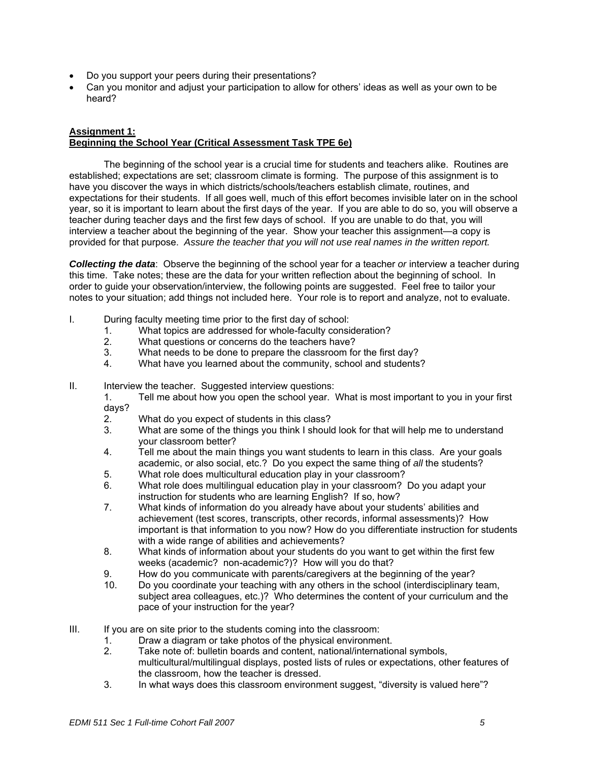- Do you support your peers during their presentations?
- Can you monitor and adjust your participation to allow for others' ideas as well as your own to be heard?

**Assignment 1:**
**Beginning the School Year (Critical Assessment Task TPE 6e)**

The beginning of the school year is a crucial time for students and teachers alike. Routines are established; expectations are set; classroom climate is forming. The purpose of this assignment is to have you discover the ways in which districts/schools/teachers establish climate, routines, and expectations for their students. If all goes well, much of this effort becomes invisible later on in the school year, so it is important to learn about the first days of the year. If you are able to do so, you will observe a teacher during teacher days and the first few days of school. If you are unable to do that, you will interview a teacher about the beginning of the year. Show your teacher this assignment—a copy is provided for that purpose. *Assure the teacher that you will not use real names in the written report.*

***Collecting the data***: Observe the beginning of the school year for a teacher *or* interview a teacher during this time. Take notes; these are the data for your written reflection about the beginning of school. In order to guide your observation/interview, the following points are suggested. Feel free to tailor your notes to your situation; add things not included here. Your role is to report and analyze, not to evaluate.

I. During faculty meeting time prior to the first day of school:
   1. What topics are addressed for whole-faculty consideration?
   2. What questions or concerns do the teachers have?
   3. What needs to be done to prepare the classroom for the first day?
   4. What have you learned about the community, school and students?

II. Interview the teacher. Suggested interview questions:
   1. Tell me about how you open the school year. What is most important to you in your first days?
   2. What do you expect of students in this class?
   3. What are some of the things you think I should look for that will help me to understand your classroom better?
   4. Tell me about the main things you want students to learn in this class. Are your goals academic, or also social, etc.? Do you expect the same thing of *all* the students?
   5. What role does multicultural education play in your classroom?
   6. What role does multilingual education play in your classroom? Do you adapt your instruction for students who are learning English? If so, how?
   7. What kinds of information do you already have about your students' abilities and achievement (test scores, transcripts, other records, informal assessments)? How important is that information to you now? How do you differentiate instruction for students with a wide range of abilities and achievements?
   8. What kinds of information about your students do you want to get within the first few weeks (academic? non-academic?)? How will you do that?
   9. How do you communicate with parents/caregivers at the beginning of the year?
   10. Do you coordinate your teaching with any others in the school (interdisciplinary team, subject area colleagues, etc.)? Who determines the content of your curriculum and the pace of your instruction for the year?

III. If you are on site prior to the students coming into the classroom:
   1. Draw a diagram or take photos of the physical environment.
   2. Take note of: bulletin boards and content, national/international symbols, multicultural/multilingual displays, posted lists of rules or expectations, other features of the classroom, how the teacher is dressed.
   3. In what ways does this classroom environment suggest, "diversity is valued here"?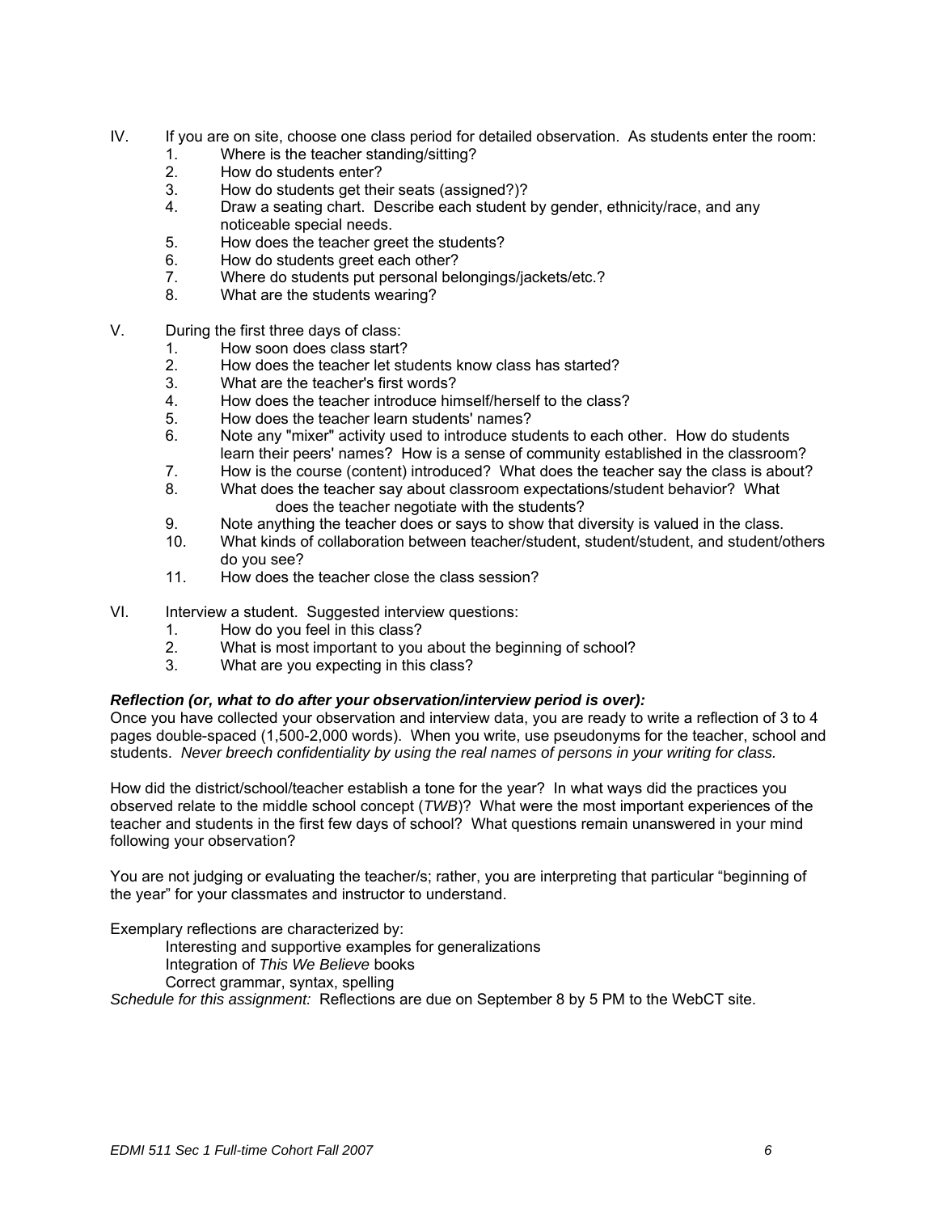IV. If you are on site, choose one class period for detailed observation. As students enter the room:
1. Where is the teacher standing/sitting?
2. How do students enter?
3. How do students get their seats (assigned?)?
4. Draw a seating chart. Describe each student by gender, ethnicity/race, and any noticeable special needs.
5. How does the teacher greet the students?
6. How do students greet each other?
7. Where do students put personal belongings/jackets/etc.?
8. What are the students wearing?

V. During the first three days of class:
1. How soon does class start?
2. How does the teacher let students know class has started?
3. What are the teacher's first words?
4. How does the teacher introduce himself/herself to the class?
5. How does the teacher learn students' names?
6. Note any "mixer" activity used to introduce students to each other. How do students learn their peers' names? How is a sense of community established in the classroom?
7. How is the course (content) introduced? What does the teacher say the class is about?
8. What does the teacher say about classroom expectations/student behavior? What does the teacher negotiate with the students?
9. Note anything the teacher does or says to show that diversity is valued in the class.
10. What kinds of collaboration between teacher/student, student/student, and student/others do you see?
11. How does the teacher close the class session?

VI. Interview a student. Suggested interview questions:
1. How do you feel in this class?
2. What is most important to you about the beginning of school?
3. What are you expecting in this class?

***Reflection (or, what to do after your observation/interview period is over):***

Once you have collected your observation and interview data, you are ready to write a reflection of 3 to 4 pages double-spaced (1,500-2,000 words). When you write, use pseudonyms for the teacher, school and students. *Never breech confidentiality by using the real names of persons in your writing for class.*

How did the district/school/teacher establish a tone for the year? In what ways did the practices you observed relate to the middle school concept (*TWB*)? What were the most important experiences of the teacher and students in the first few days of school? What questions remain unanswered in your mind following your observation?

You are not judging or evaluating the teacher/s; rather, you are interpreting that particular "beginning of the year" for your classmates and instructor to understand.

Exemplary reflections are characterized by:

Interesting and supportive examples for generalizations
Integration of *This We Believe* books
Correct grammar, syntax, spelling

*Schedule for this assignment:* Reflections are due on September 8 by 5 PM to the WebCT site.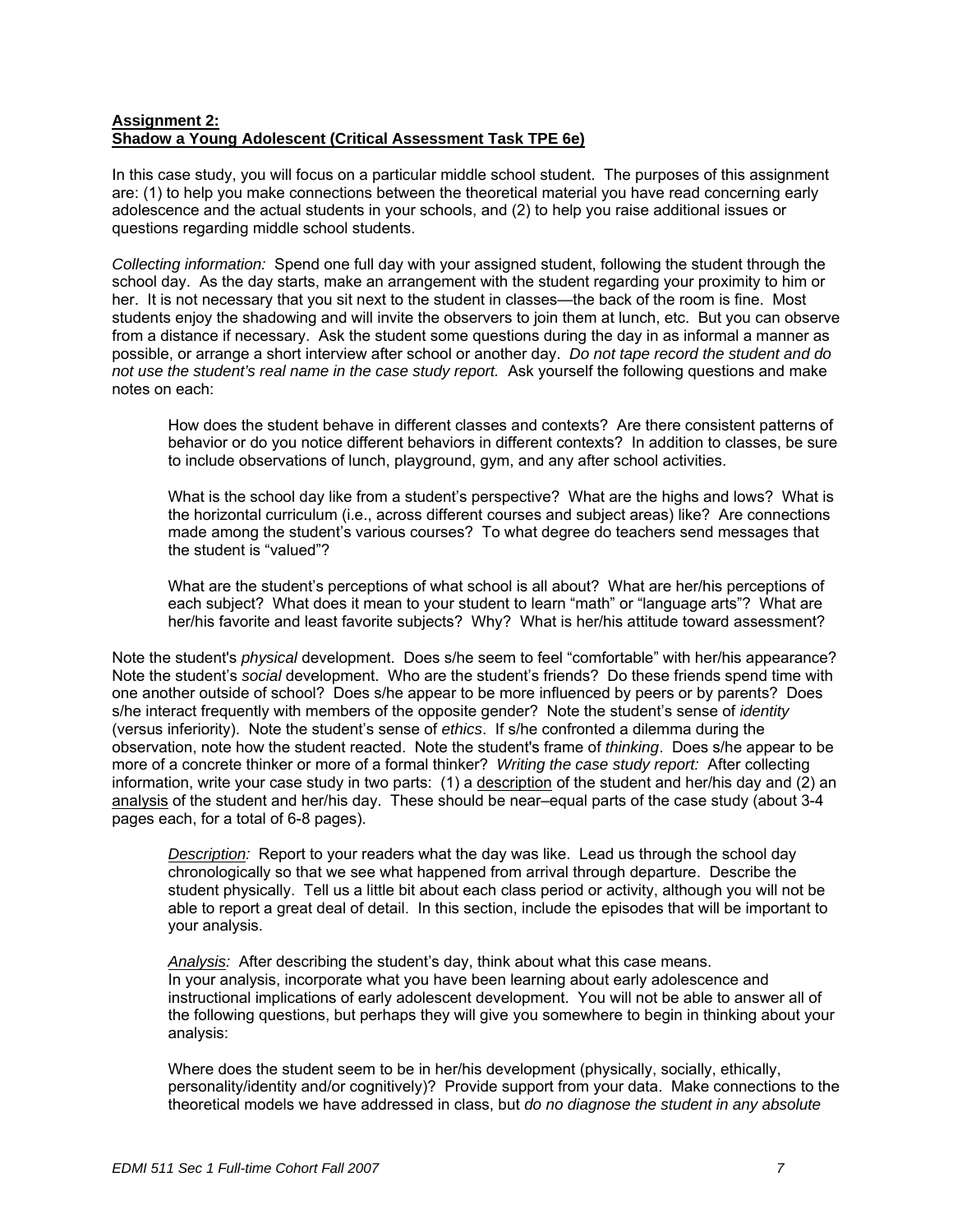**Assignment 2:**
**Shadow a Young Adolescent (Critical Assessment Task TPE 6e)**

In this case study, you will focus on a particular middle school student. The purposes of this assignment are: (1) to help you make connections between the theoretical material you have read concerning early adolescence and the actual students in your schools, and (2) to help you raise additional issues or questions regarding middle school students.

*Collecting information:* Spend one full day with your assigned student, following the student through the school day. As the day starts, make an arrangement with the student regarding your proximity to him or her. It is not necessary that you sit next to the student in classes—the back of the room is fine. Most students enjoy the shadowing and will invite the observers to join them at lunch, etc. But you can observe from a distance if necessary. Ask the student some questions during the day in as informal a manner as possible, or arrange a short interview after school or another day. *Do not tape record the student and do not use the student's real name in the case study report.* Ask yourself the following questions and make notes on each:

> How does the student behave in different classes and contexts? Are there consistent patterns of behavior or do you notice different behaviors in different contexts? In addition to classes, be sure to include observations of lunch, playground, gym, and any after school activities.
>
> What is the school day like from a student's perspective? What are the highs and lows? What is the horizontal curriculum (i.e., across different courses and subject areas) like? Are connections made among the student's various courses? To what degree do teachers send messages that the student is "valued"?
>
> What are the student's perceptions of what school is all about? What are her/his perceptions of each subject? What does it mean to your student to learn "math" or "language arts"? What are her/his favorite and least favorite subjects? Why? What is her/his attitude toward assessment?

Note the student's *physical* development. Does s/he seem to feel "comfortable" with her/his appearance? Note the student's *social* development. Who are the student's friends? Do these friends spend time with one another outside of school? Does s/he appear to be more influenced by peers or by parents? Does s/he interact frequently with members of the opposite gender? Note the student's sense of *identity* (versus inferiority). Note the student's sense of *ethics*. If s/he confronted a dilemma during the observation, note how the student reacted. Note the student's frame of *thinking*. Does s/he appear to be more of a concrete thinker or more of a formal thinker? *Writing the case study report:* After collecting information, write your case study in two parts: (1) a <u>description</u> of the student and her/his day and (2) an <u>analysis</u> of the student and her/his day. These should be near–equal parts of the case study (about 3-4 pages each, for a total of 6-8 pages).

> *<u>Description</u>:* Report to your readers what the day was like. Lead us through the school day chronologically so that we see what happened from arrival through departure. Describe the student physically. Tell us a little bit about each class period or activity, although you will not be able to report a great deal of detail. In this section, include the episodes that will be important to your analysis.
>
> *<u>Analysis</u>:* After describing the student's day, think about what this case means. In your analysis, incorporate what you have been learning about early adolescence and instructional implications of early adolescent development. You will not be able to answer all of the following questions, but perhaps they will give you somewhere to begin in thinking about your analysis:
>
> Where does the student seem to be in her/his development (physically, socially, ethically, personality/identity and/or cognitively)? Provide support from your data. Make connections to the theoretical models we have addressed in class, but *do no diagnose the student in any absolute*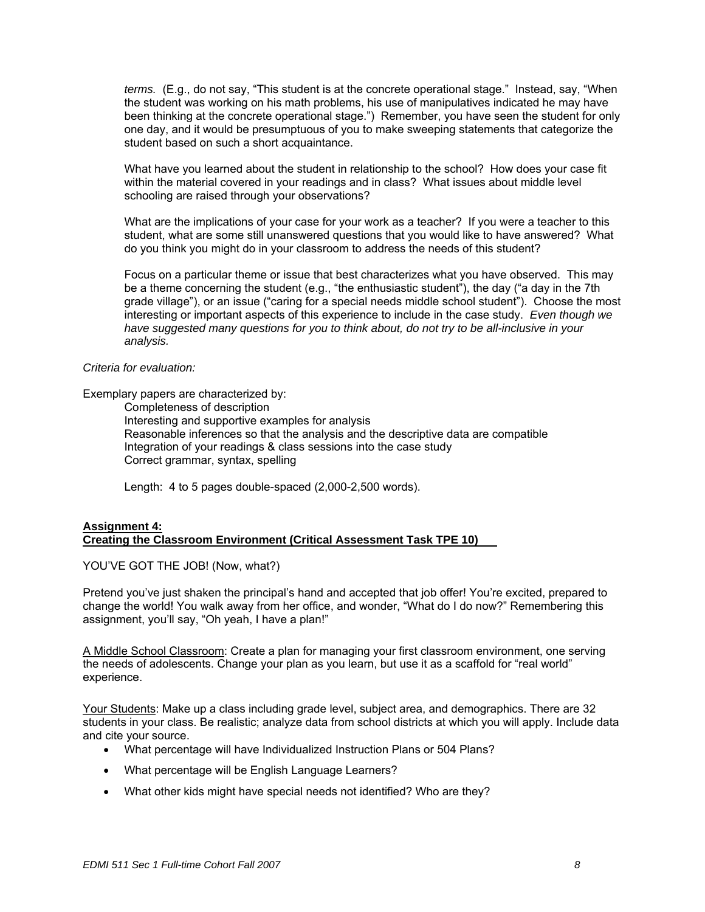*terms.* (E.g., do not say, "This student is at the concrete operational stage." Instead, say, "When the student was working on his math problems, his use of manipulatives indicated he may have been thinking at the concrete operational stage.") Remember, you have seen the student for only one day, and it would be presumptuous of you to make sweeping statements that categorize the student based on such a short acquaintance.

What have you learned about the student in relationship to the school? How does your case fit within the material covered in your readings and in class? What issues about middle level schooling are raised through your observations?

What are the implications of your case for your work as a teacher? If you were a teacher to this student, what are some still unanswered questions that you would like to have answered? What do you think you might do in your classroom to address the needs of this student?

Focus on a particular theme or issue that best characterizes what you have observed. This may be a theme concerning the student (e.g., "the enthusiastic student"), the day ("a day in the 7th grade village"), or an issue ("caring for a special needs middle school student"). Choose the most interesting or important aspects of this experience to include in the case study. *Even though we have suggested many questions for you to think about, do not try to be all-inclusive in your analysis.*

*Criteria for evaluation:*

Exemplary papers are characterized by:

Completeness of description
Interesting and supportive examples for analysis
Reasonable inferences so that the analysis and the descriptive data are compatible
Integration of your readings & class sessions into the case study
Correct grammar, syntax, spelling

Length: 4 to 5 pages double-spaced (2,000-2,500 words).

**Assignment 4:**
**Creating the Classroom Environment (Critical Assessment Task TPE 10)**

YOU'VE GOT THE JOB! (Now, what?)

Pretend you've just shaken the principal's hand and accepted that job offer! You're excited, prepared to change the world! You walk away from her office, and wonder, "What do I do now?" Remembering this assignment, you'll say, "Oh yeah, I have a plan!"

A Middle School Classroom: Create a plan for managing your first classroom environment, one serving the needs of adolescents. Change your plan as you learn, but use it as a scaffold for "real world" experience.

Your Students: Make up a class including grade level, subject area, and demographics. There are 32 students in your class. Be realistic; analyze data from school districts at which you will apply. Include data and cite your source.

- What percentage will have Individualized Instruction Plans or 504 Plans?
- What percentage will be English Language Learners?
- What other kids might have special needs not identified? Who are they?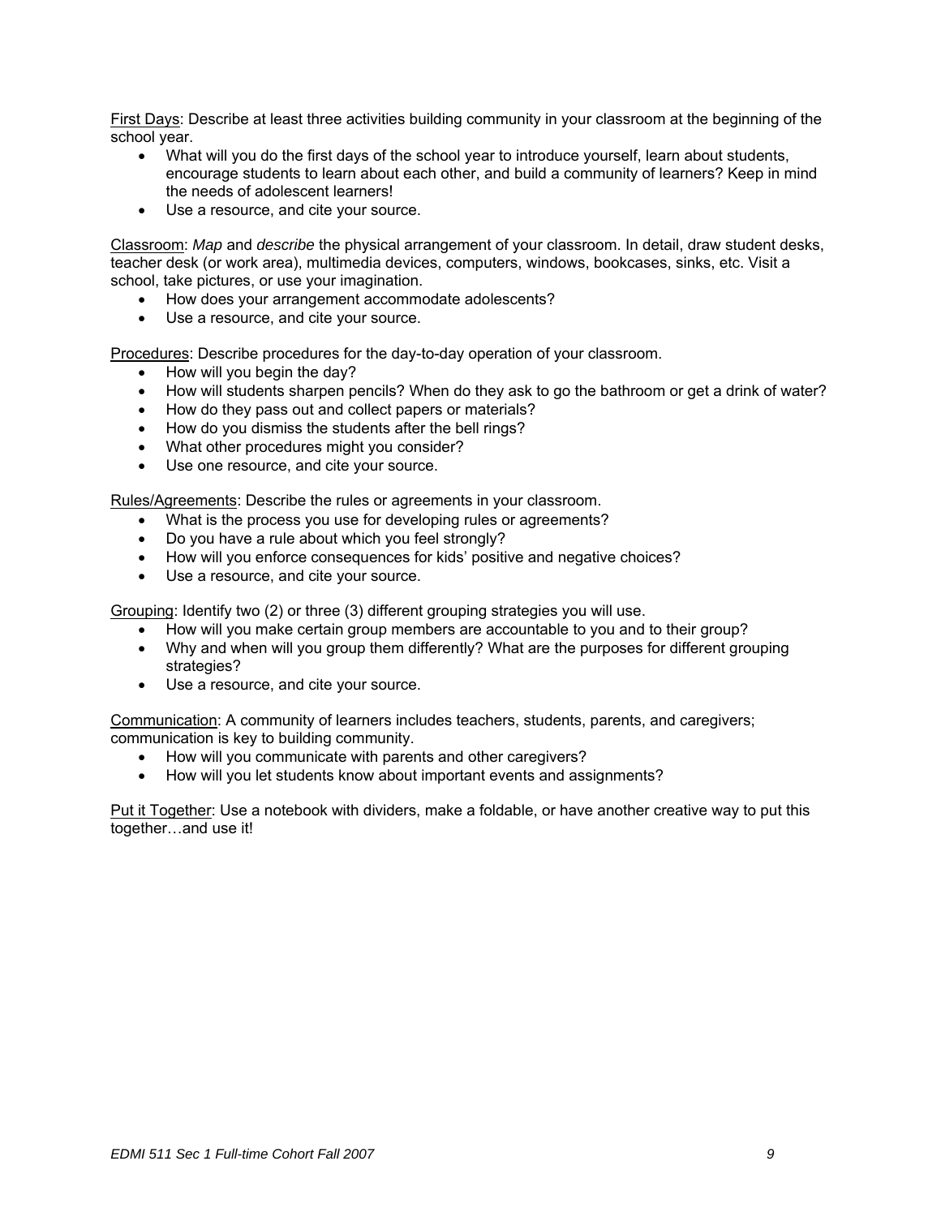<u>First Days</u>: Describe at least three activities building community in your classroom at the beginning of the school year.

- What will you do the first days of the school year to introduce yourself, learn about students, encourage students to learn about each other, and build a community of learners? Keep in mind the needs of adolescent learners!
- Use a resource, and cite your source.

<u>Classroom</u>: *Map* and *describe* the physical arrangement of your classroom. In detail, draw student desks, teacher desk (or work area), multimedia devices, computers, windows, bookcases, sinks, etc. Visit a school, take pictures, or use your imagination.

- How does your arrangement accommodate adolescents?
- Use a resource, and cite your source.

<u>Procedures</u>: Describe procedures for the day-to-day operation of your classroom.

- How will you begin the day?
- How will students sharpen pencils? When do they ask to go the bathroom or get a drink of water?
- How do they pass out and collect papers or materials?
- How do you dismiss the students after the bell rings?
- What other procedures might you consider?
- Use one resource, and cite your source.

<u>Rules/Agreements</u>: Describe the rules or agreements in your classroom.

- What is the process you use for developing rules or agreements?
- Do you have a rule about which you feel strongly?
- How will you enforce consequences for kids' positive and negative choices?
- Use a resource, and cite your source.

<u>Grouping</u>: Identify two (2) or three (3) different grouping strategies you will use.

- How will you make certain group members are accountable to you and to their group?
- Why and when will you group them differently? What are the purposes for different grouping strategies?
- Use a resource, and cite your source.

<u>Communication</u>: A community of learners includes teachers, students, parents, and caregivers; communication is key to building community.

- How will you communicate with parents and other caregivers?
- How will you let students know about important events and assignments?

<u>Put it Together</u>: Use a notebook with dividers, make a foldable, or have another creative way to put this together…and use it!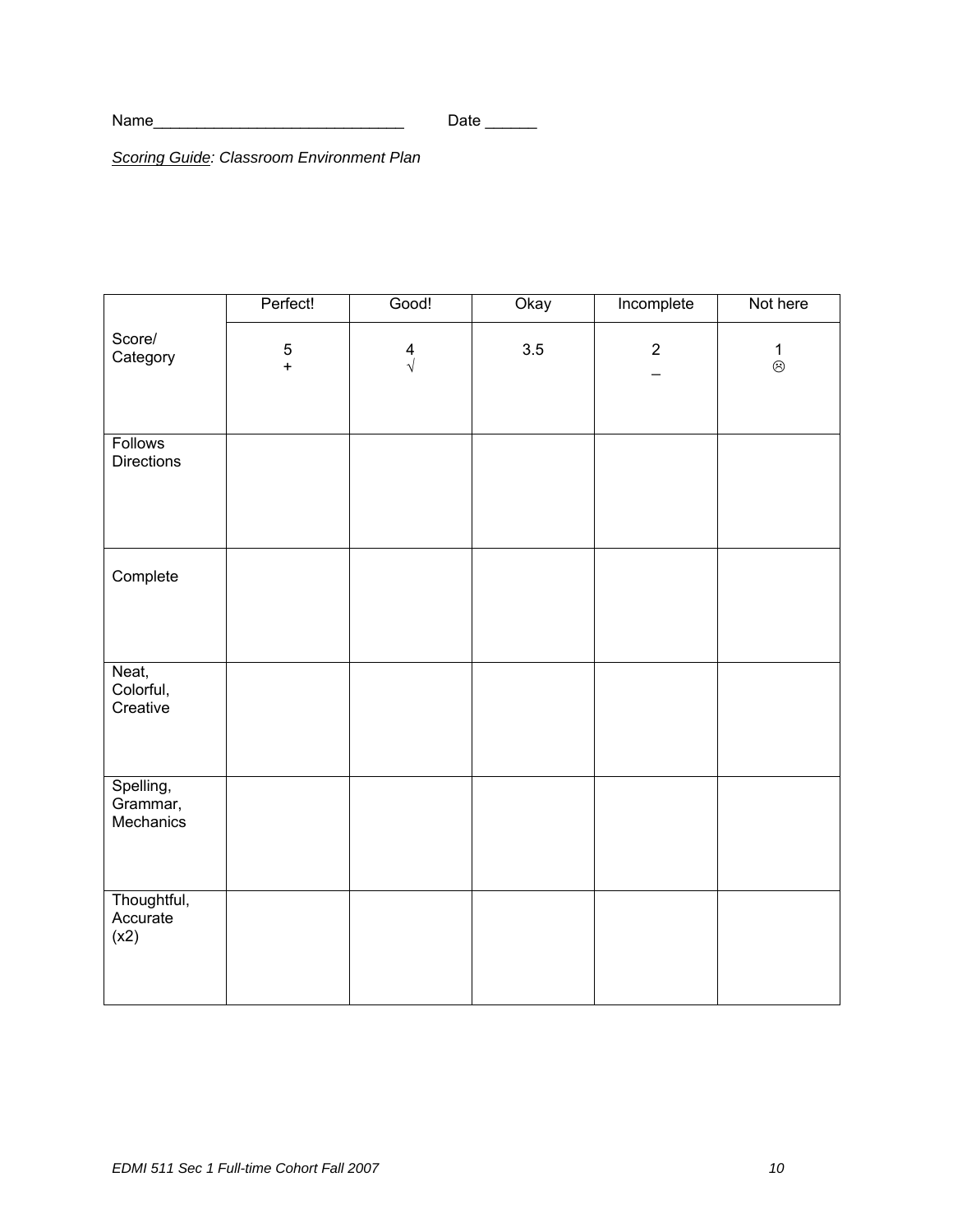Name_____________________________ Date ______

*<u>Scoring Guide</u>: Classroom Environment Plan*

| | Perfect! | Good! | Okay | Incomplete | Not here |
|---|---|---|---|---|---|
| Score/ Category | 5 + | 4 √ | 3.5 | 2 _ | 1 ☹ |
| Follows Directions | | | | | |
| Complete | | | | | |
| Neat, Colorful, Creative | | | | | |
| Spelling, Grammar, Mechanics | | | | | |
| Thoughtful, Accurate (x2) | | | | | |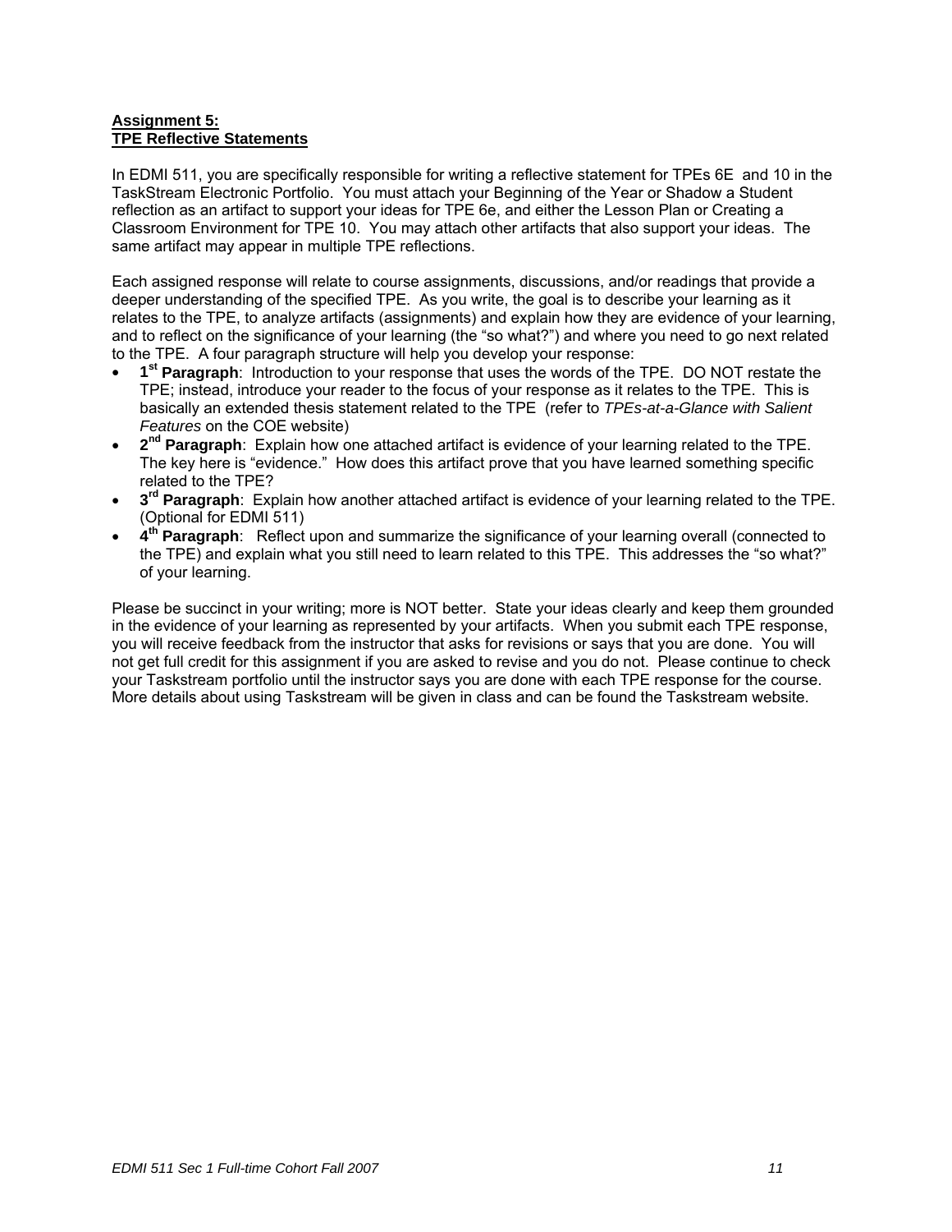**Assignment 5:**
**TPE Reflective Statements**

In EDMI 511, you are specifically responsible for writing a reflective statement for TPEs 6E and 10 in the TaskStream Electronic Portfolio. You must attach your Beginning of the Year or Shadow a Student reflection as an artifact to support your ideas for TPE 6e, and either the Lesson Plan or Creating a Classroom Environment for TPE 10. You may attach other artifacts that also support your ideas. The same artifact may appear in multiple TPE reflections.

Each assigned response will relate to course assignments, discussions, and/or readings that provide a deeper understanding of the specified TPE. As you write, the goal is to describe your learning as it relates to the TPE, to analyze artifacts (assignments) and explain how they are evidence of your learning, and to reflect on the significance of your learning (the "so what?") and where you need to go next related to the TPE. A four paragraph structure will help you develop your response:

- **1st Paragraph**: Introduction to your response that uses the words of the TPE. DO NOT restate the TPE; instead, introduce your reader to the focus of your response as it relates to the TPE. This is basically an extended thesis statement related to the TPE (refer to *TPEs-at-a-Glance with Salient Features* on the COE website)
- **2nd Paragraph**: Explain how one attached artifact is evidence of your learning related to the TPE. The key here is "evidence." How does this artifact prove that you have learned something specific related to the TPE?
- **3rd Paragraph**: Explain how another attached artifact is evidence of your learning related to the TPE. (Optional for EDMI 511)
- **4th Paragraph**: Reflect upon and summarize the significance of your learning overall (connected to the TPE) and explain what you still need to learn related to this TPE. This addresses the "so what?" of your learning.

Please be succinct in your writing; more is NOT better. State your ideas clearly and keep them grounded in the evidence of your learning as represented by your artifacts. When you submit each TPE response, you will receive feedback from the instructor that asks for revisions or says that you are done. You will not get full credit for this assignment if you are asked to revise and you do not. Please continue to check your Taskstream portfolio until the instructor says you are done with each TPE response for the course. More details about using Taskstream will be given in class and can be found the Taskstream website.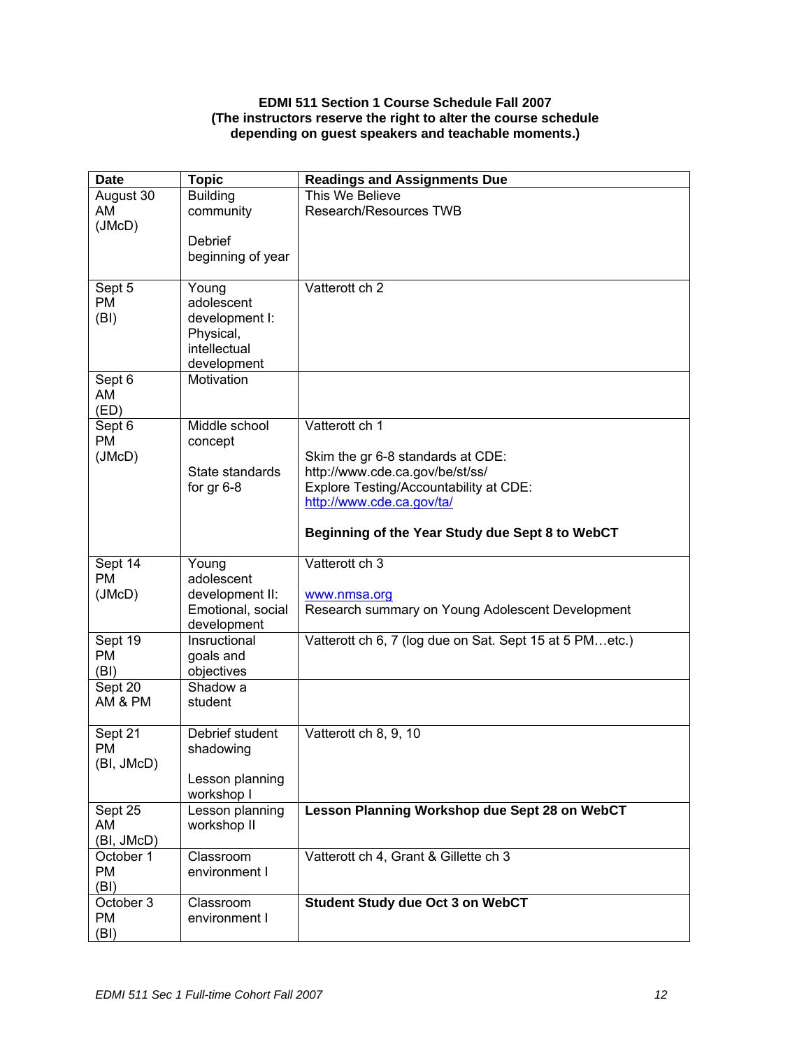**EDMI 511 Section 1 Course Schedule Fall 2007**
**(The instructors reserve the right to alter the course schedule depending on guest speakers and teachable moments.)**

| Date | Topic | Readings and Assignments Due |
|---|---|---|
| August 30 AM (JMcD) | Building community<br><br>Debrief beginning of year | This We Believe<br>Research/Resources TWB |
| Sept 5 PM (BI) | Young adolescent development I: Physical, intellectual development | Vatterott ch 2 |
| Sept 6 AM (ED) | Motivation | |
| Sept 6 PM (JMcD) | Middle school concept<br><br>State standards for gr 6-8 | Vatterott ch 1<br><br>Skim the gr 6-8 standards at CDE: http://www.cde.ca.gov/be/st/ss/<br>Explore Testing/Accountability at CDE: http://www.cde.ca.gov/ta/<br><br>**Beginning of the Year Study due Sept 8 to WebCT** |
| Sept 14 PM (JMcD) | Young adolescent development II: Emotional, social development | Vatterott ch 3<br><br>www.nmsa.org<br>Research summary on Young Adolescent Development |
| Sept 19 PM (BI) | Insructional goals and objectives | Vatterott ch 6, 7 (log due on Sat. Sept 15 at 5 PM…etc.) |
| Sept 20 AM & PM | Shadow a student | |
| Sept 21 PM (BI, JMcD) | Debrief student shadowing<br><br>Lesson planning workshop I | Vatterott ch 8, 9, 10 |
| Sept 25 AM (BI, JMcD) | Lesson planning workshop II | **Lesson Planning Workshop due Sept 28 on WebCT** |
| October 1 PM (BI) | Classroom environment I | Vatterott ch 4, Grant & Gillette ch 3 |
| October 3 PM (BI) | Classroom environment I | **Student Study due Oct 3 on WebCT** |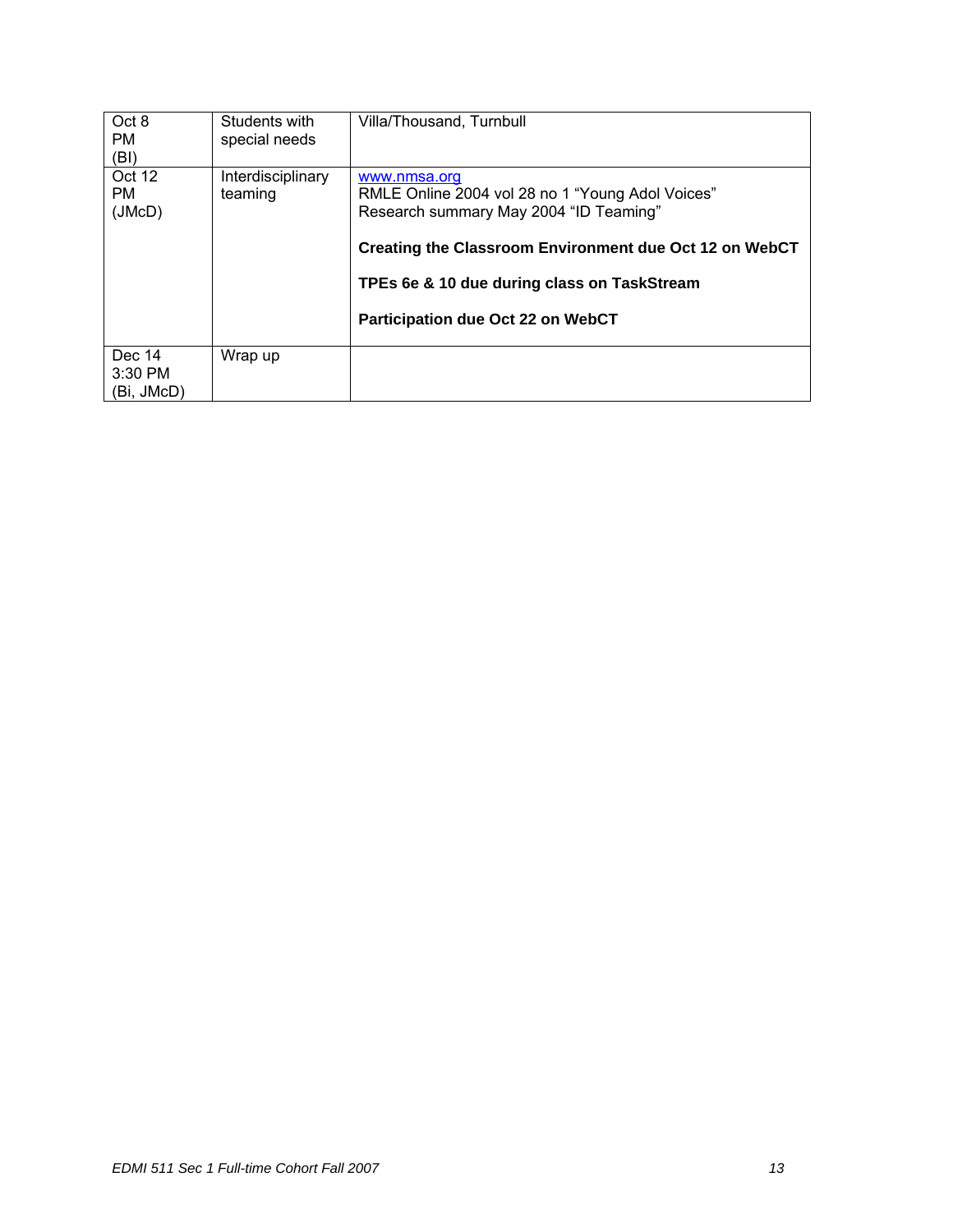| | | |
|---|---|---|
| Oct 8<br>PM<br>(BI) | Students with special needs | Villa/Thousand, Turnbull |
| Oct 12<br>PM<br>(JMcD) | Interdisciplinary teaming | www.nmsa.org<br>RMLE Online 2004 vol 28 no 1 "Young Adol Voices"<br>Research summary May 2004 "ID Teaming"<br><br>**Creating the Classroom Environment due Oct 12 on WebCT**<br><br>**TPEs 6e & 10 due during class on TaskStream**<br><br>**Participation due Oct 22 on WebCT** |
| Dec 14<br>3:30 PM<br>(Bi, JMcD) | Wrap up | |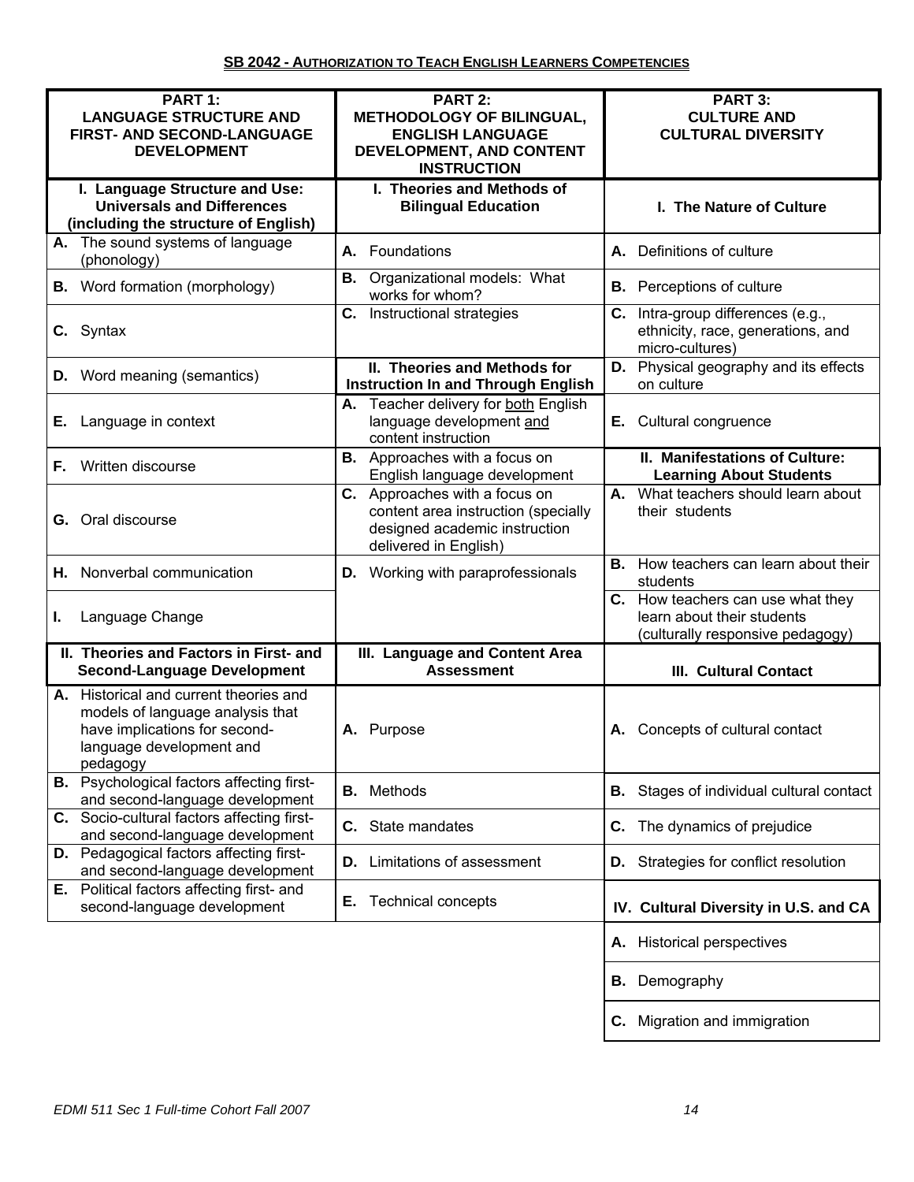## SB 2042 - AUTHORIZATION TO TEACH ENGLISH LEARNERS COMPETENCIES

| PART 1: LANGUAGE STRUCTURE AND FIRST- AND SECOND-LANGUAGE DEVELOPMENT | PART 2: METHODOLOGY OF BILINGUAL, ENGLISH LANGUAGE DEVELOPMENT, AND CONTENT INSTRUCTION | PART 3: CULTURE AND CULTURAL DIVERSITY |
|---|---|---|
| **I. Language Structure and Use: Universals and Differences (including the structure of English)** | **I. Theories and Methods of Bilingual Education** | **I. The Nature of Culture** |
| **A.** The sound systems of language (phonology) | **A.** Foundations | **A.** Definitions of culture |
| **B.** Word formation (morphology) | **B.** Organizational models: What works for whom? | **B.** Perceptions of culture |
| **C.** Syntax | **C.** Instructional strategies | **C.** Intra-group differences (e.g., ethnicity, race, generations, and micro-cultures) |
| **D.** Word meaning (semantics) | **II. Theories and Methods for Instruction In and Through English** | **D.** Physical geography and its effects on culture |
| **E.** Language in context | **A.** Teacher delivery for both English language development and content instruction | **E.** Cultural congruence |
| **F.** Written discourse | **B.** Approaches with a focus on English language development | **II. Manifestations of Culture: Learning About Students** |
| **G.** Oral discourse | **C.** Approaches with a focus on content area instruction (specially designed academic instruction delivered in English) | **A.** What teachers should learn about their students |
| **H.** Nonverbal communication | **D.** Working with paraprofessionals | **B.** How teachers can learn about their students |
| **I.** Language Change | | **C.** How teachers can use what they learn about their students (culturally responsive pedagogy) |
| **II. Theories and Factors in First- and Second-Language Development** | **III. Language and Content Area Assessment** | **III. Cultural Contact** |
| **A.** Historical and current theories and models of language analysis that have implications for second-language development and pedagogy | **A.** Purpose | **A.** Concepts of cultural contact |
| **B.** Psychological factors affecting first- and second-language development | **B.** Methods | **B.** Stages of individual cultural contact |
| **C.** Socio-cultural factors affecting first- and second-language development | **C.** State mandates | **C.** The dynamics of prejudice |
| **D.** Pedagogical factors affecting first- and second-language development | **D.** Limitations of assessment | **D.** Strategies for conflict resolution |
| **E.** Political factors affecting first- and second-language development | **E.** Technical concepts | **IV. Cultural Diversity in U.S. and CA** |
| | | **A.** Historical perspectives |
| | | **B.** Demography |
| | | **C.** Migration and immigration |